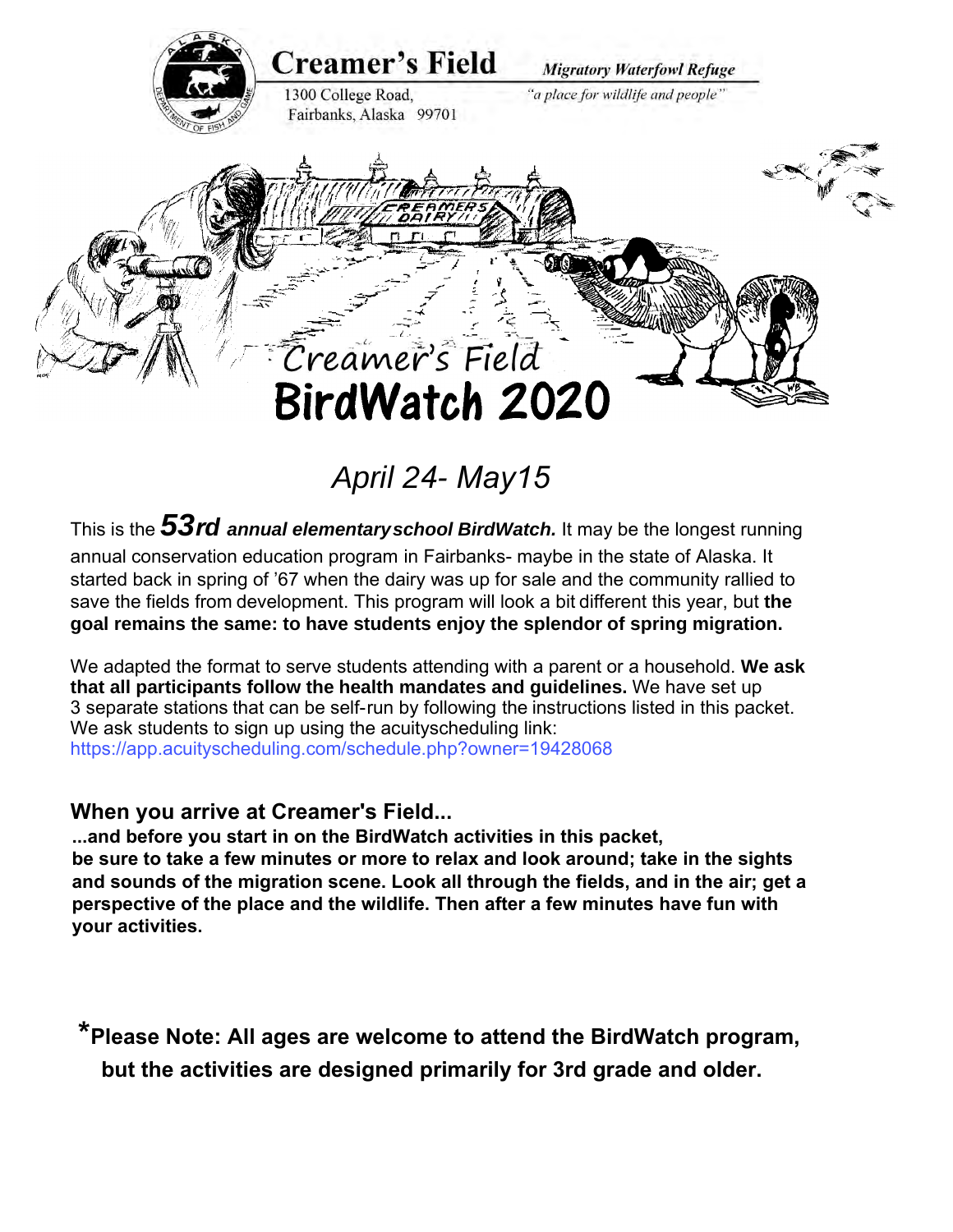# Creamer's Field

1300 College Road,
Fairbanks, Alaska 99701

***Migratory Waterfowl Refuge***

*"a place for wildlife and people"*

# Creamer's Field BirdWatch 2020

## *April 24- May15*

This is the ***53rd annual elementaryschool BirdWatch.*** It may be the longest running annual conservation education program in Fairbanks- maybe in the state of Alaska. It started back in spring of '67 when the dairy was up for sale and the community rallied to save the fields from development. This program will look a bit different this year, but **the goal remains the same: to have students enjoy the splendor of spring migration.**

We adapted the format to serve students attending with a parent or a household. **We ask that all participants follow the health mandates and guidelines.** We have set up 3 separate stations that can be self-run by following the instructions listed in this packet. We ask students to sign up using the acuityscheduling link: https://app.acuityscheduling.com/schedule.php?owner=19428068

### When you arrive at Creamer's Field...

**...and before you start in on the BirdWatch activities in this packet, be sure to take a few minutes or more to relax and look around; take in the sights and sounds of the migration scene. Look all through the fields, and in the air; get a perspective of the place and the wildlife. Then after a few minutes have fun with your activities.**

**\*Please Note: All ages are welcome to attend the BirdWatch program, but the activities are designed primarily for 3rd grade and older.**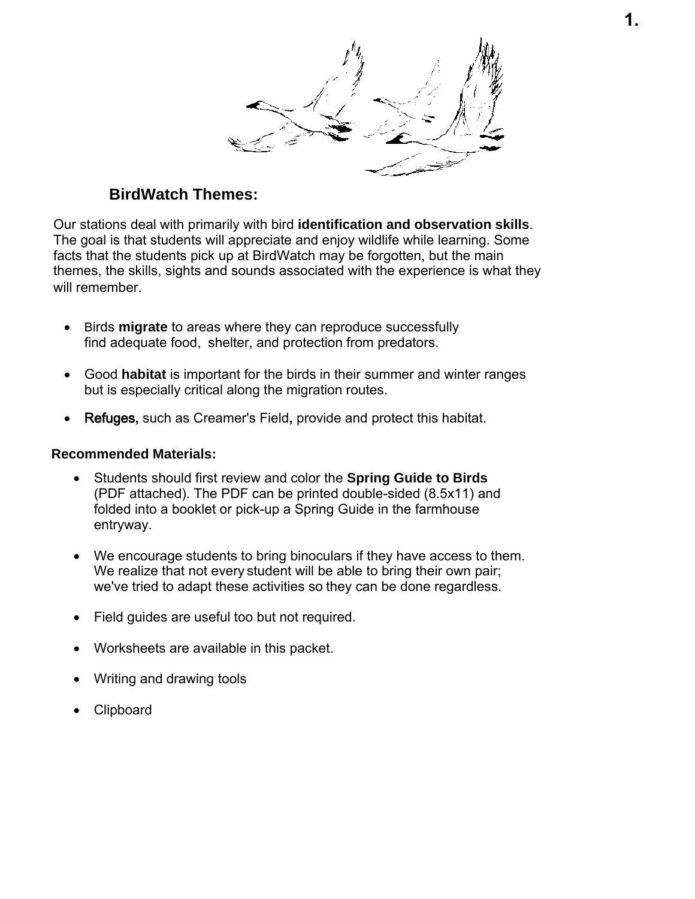## BirdWatch Themes:

Our stations deal with primarily with bird **identification and observation skills**. The goal is that students will appreciate and enjoy wildlife while learning. Some facts that the students pick up at BirdWatch may be forgotten, but the main themes, the skills, sights and sounds associated with the experience is what they will remember.

- Birds **migrate** to areas where they can reproduce successfully find adequate food, shelter, and protection from predators.
- Good **habitat** is important for the birds in their summer and winter ranges but is especially critical along the migration routes.
- **Refuges,** such as Creamer's Field**,** provide and protect this habitat.

**Recommended Materials:**

- Students should first review and color the **Spring Guide to Birds** (PDF attached). The PDF can be printed double-sided (8.5x11) and folded into a booklet or pick-up a Spring Guide in the farmhouse entryway.
- We encourage students to bring binoculars if they have access to them. We realize that not every student will be able to bring their own pair; we've tried to adapt these activities so they can be done regardless.
- Field guides are useful too but not required.
- Worksheets are available in this packet.
- Writing and drawing tools
- Clipboard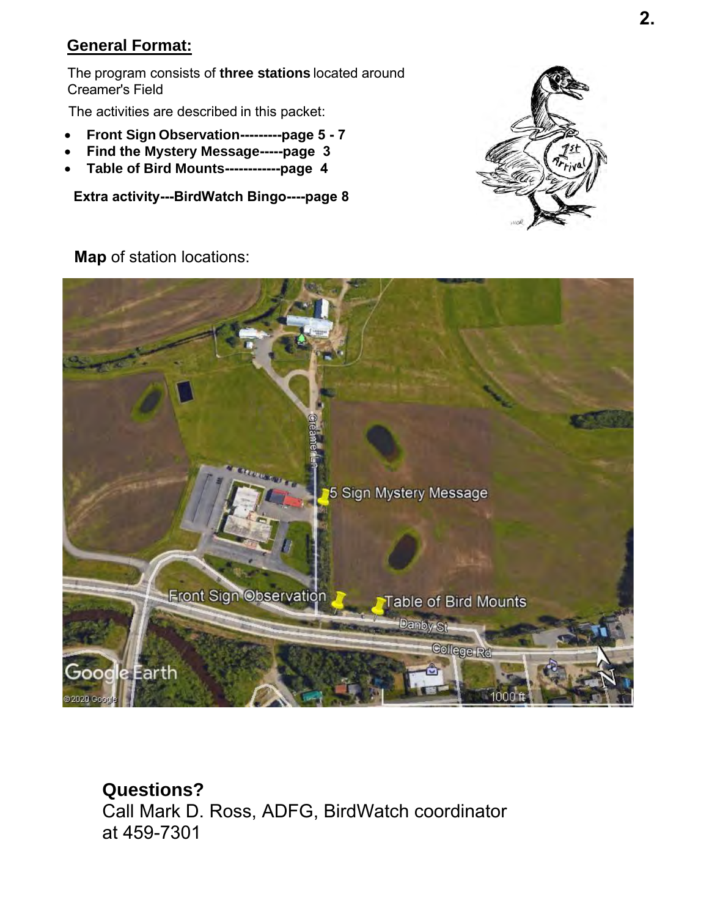## General Format:

The program consists of **three stations** located around Creamer's Field

The activities are described in this packet:

- **Front Sign Observation---------page 5 - 7**
- **Find the Mystery Message-----page 3**
- **Table of Bird Mounts------------page 4**

**Extra activity---BirdWatch Bingo----page 8**

**Map** of station locations:

## Questions?

Call Mark D. Ross, ADFG, BirdWatch coordinator at 459-7301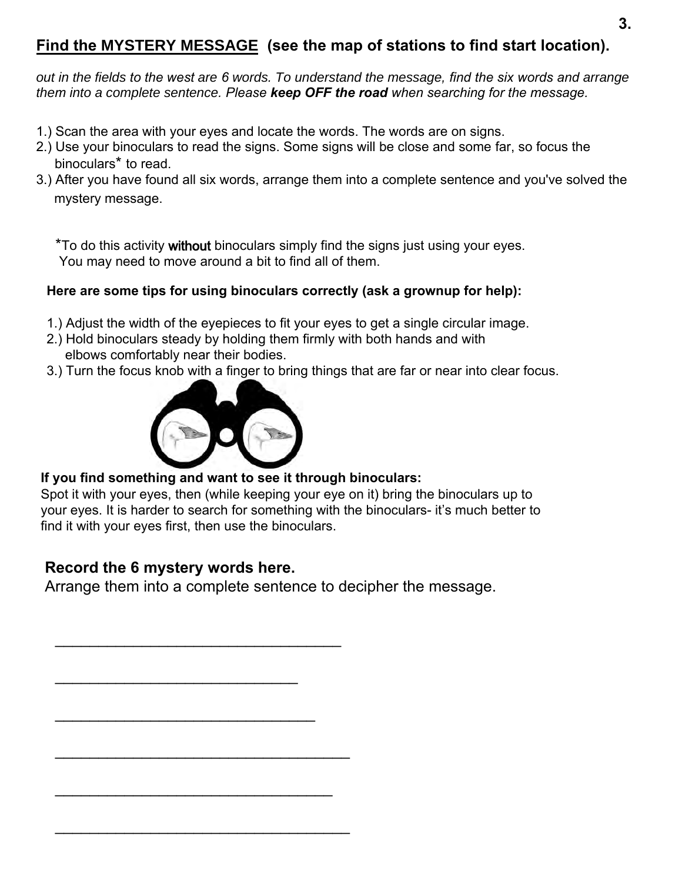## Find the MYSTERY MESSAGE (see the map of stations to find start location).

*out in the fields to the west are 6 words. To understand the message, find the six words and arrange them into a complete sentence. Please **keep OFF the road** when searching for the message.*

1.) Scan the area with your eyes and locate the words. The words are on signs.
2.) Use your binoculars to read the signs. Some signs will be close and some far, so focus the binoculars* to read.
3.) After you have found all six words, arrange them into a complete sentence and you've solved the mystery message.

*To do this activity without binoculars simply find the signs just using your eyes. You may need to move around a bit to find all of them.

**Here are some tips for using binoculars correctly (ask a grownup for help):**

1.) Adjust the width of the eyepieces to fit your eyes to get a single circular image.
2.) Hold binoculars steady by holding them firmly with both hands and with elbows comfortably near their bodies.
3.) Turn the focus knob with a finger to bring things that are far or near into clear focus.

**If you find something and want to see it through binoculars:**
Spot it with your eyes, then (while keeping your eye on it) bring the binoculars up to your eyes. It is harder to search for something with the binoculars- it's much better to find it with your eyes first, then use the binoculars.

### Record the 6 mystery words here.

Arrange them into a complete sentence to decipher the message.

___________________________________

______________________________

________________________________

____________________________________

__________________________________

____________________________________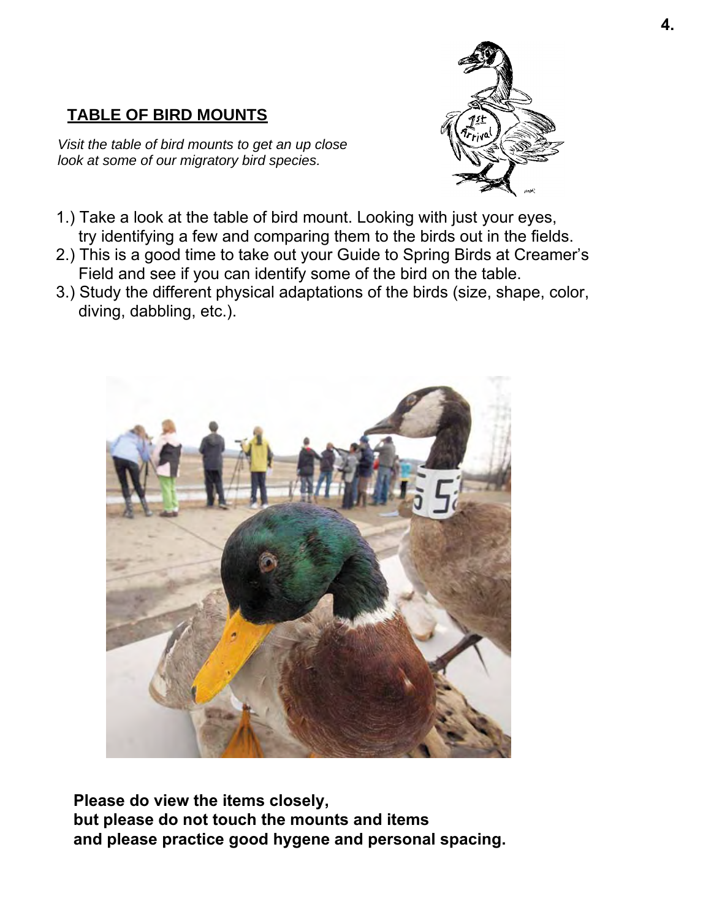## TABLE OF BIRD MOUNTS

*Visit the table of bird mounts to get an up close look at some of our migratory bird species.*

1.) Take a look at the table of bird mount. Looking with just your eyes, try identifying a few and comparing them to the birds out in the fields.
2.) This is a good time to take out your Guide to Spring Birds at Creamer's Field and see if you can identify some of the bird on the table.
3.) Study the different physical adaptations of the birds (size, shape, color, diving, dabbling, etc.).

**Please do view the items closely, but please do not touch the mounts and items and please practice good hygene and personal spacing.**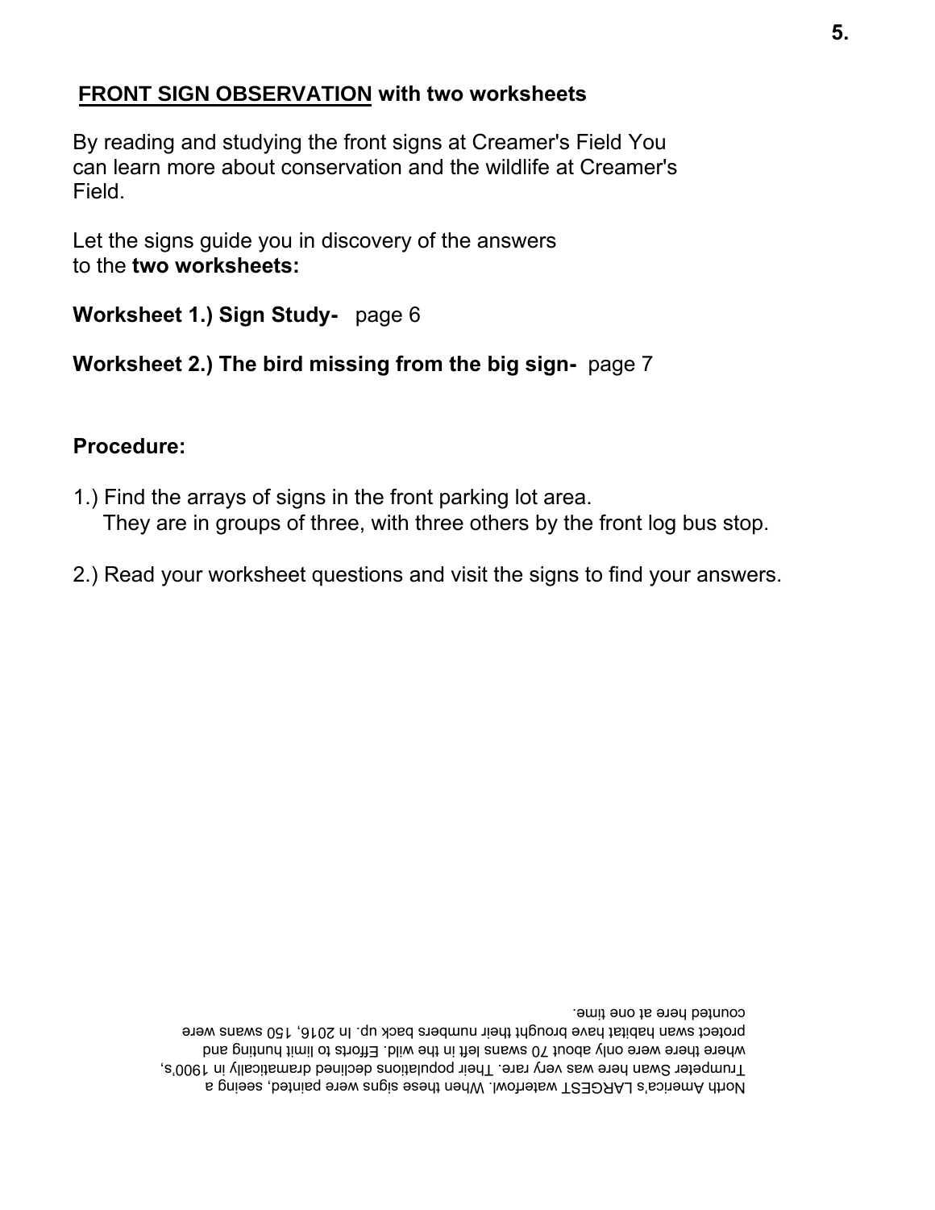## **FRONT SIGN OBSERVATION** with two worksheets

By reading and studying the front signs at Creamer's Field You can learn more about conservation and the wildlife at Creamer's Field.

Let the signs guide you in discovery of the answers to the **two worksheets:**

**Worksheet 1.) Sign Study-** page 6

**Worksheet 2.) The bird missing from the big sign-** page 7

**Procedure:**

1.) Find the arrays of signs in the front parking lot area.
They are in groups of three, with three others by the front log bus stop.

2.) Read your worksheet questions and visit the signs to find your answers.

North America's LARGEST waterfowl. When these signs were painted, seeing a Trumpeter Swan here was very rare. Their populations declined dramatically in 1900's, where there were only about 70 swans left in the wild. Efforts to limit hunting and protect swan habitat have brought their numbers back up. In 2016, 150 swans were counted here at one time.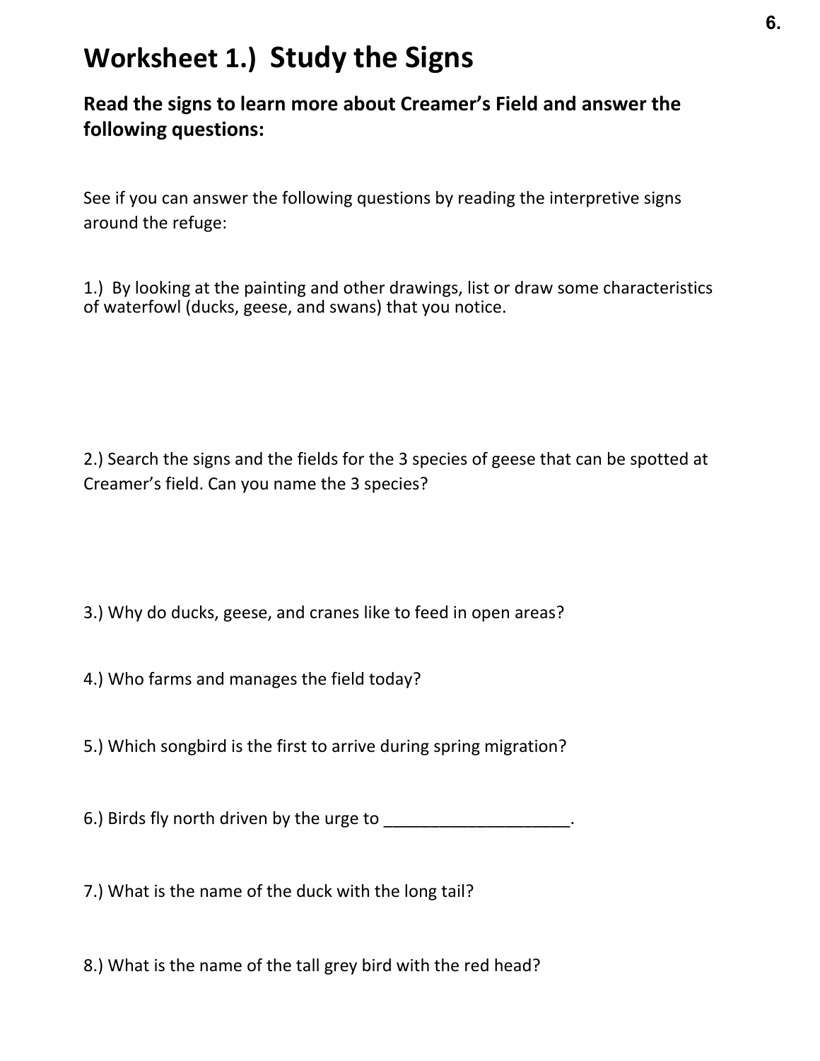# Worksheet 1.) Study the Signs

## Read the signs to learn more about Creamer's Field and answer the following questions:

See if you can answer the following questions by reading the interpretive signs around the refuge:

1.) By looking at the painting and other drawings, list or draw some characteristics of waterfowl (ducks, geese, and swans) that you notice.

2.) Search the signs and the fields for the 3 species of geese that can be spotted at Creamer's field. Can you name the 3 species?

3.) Why do ducks, geese, and cranes like to feed in open areas?

4.) Who farms and manages the field today?

5.) Which songbird is the first to arrive during spring migration?

6.) Birds fly north driven by the urge to ____________________.

7.) What is the name of the duck with the long tail?

8.) What is the name of the tall grey bird with the red head?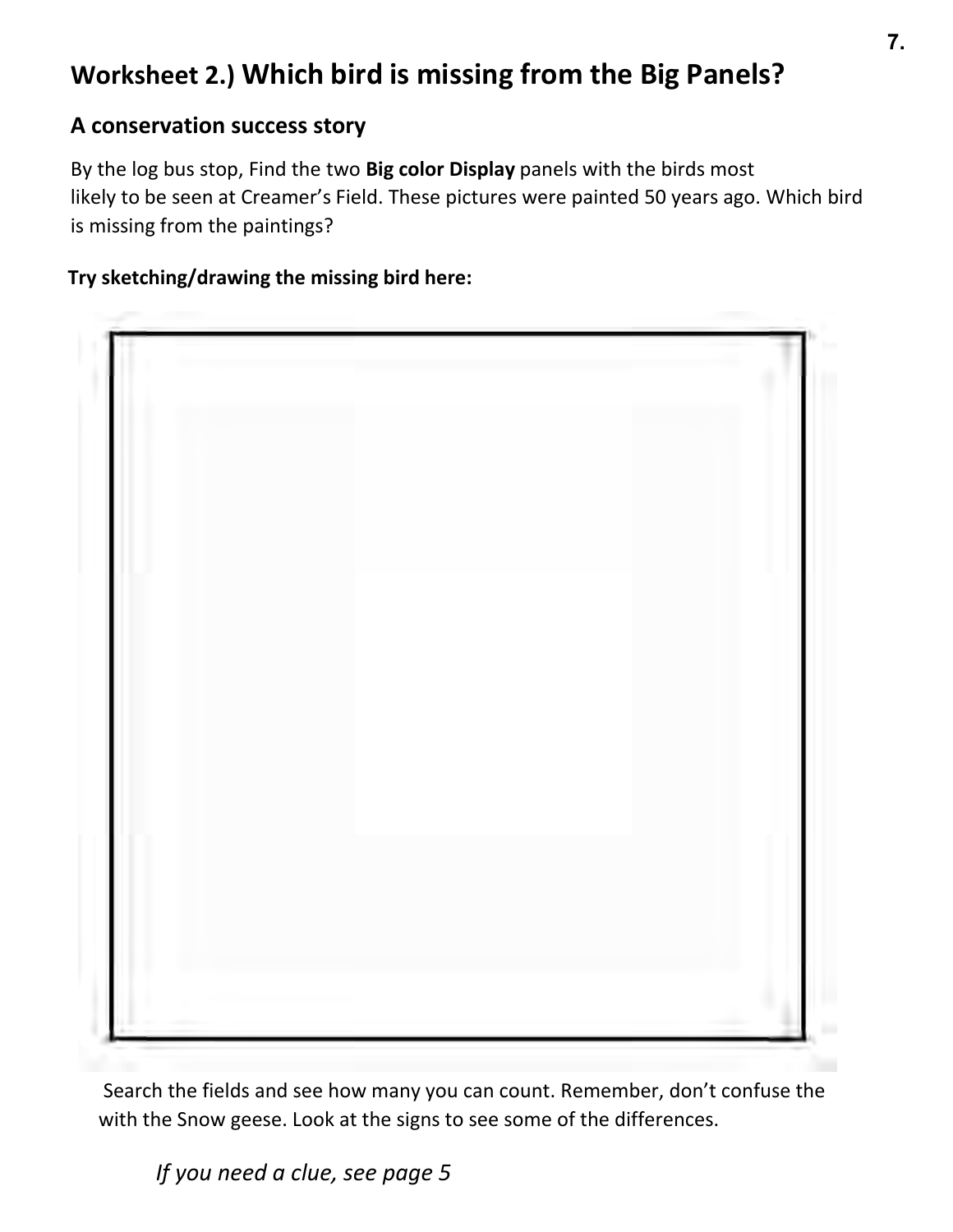## Worksheet 2.) Which bird is missing from the Big Panels?

### A conservation success story

By the log bus stop, Find the two **Big color Display** panels with the birds most likely to be seen at Creamer's Field. These pictures were painted 50 years ago. Which bird is missing from the paintings?

**Try sketching/drawing the missing bird here:**

Search the fields and see how many you can count. Remember, don't confuse the with the Snow geese. Look at the signs to see some of the differences.

*If you need a clue, see page 5*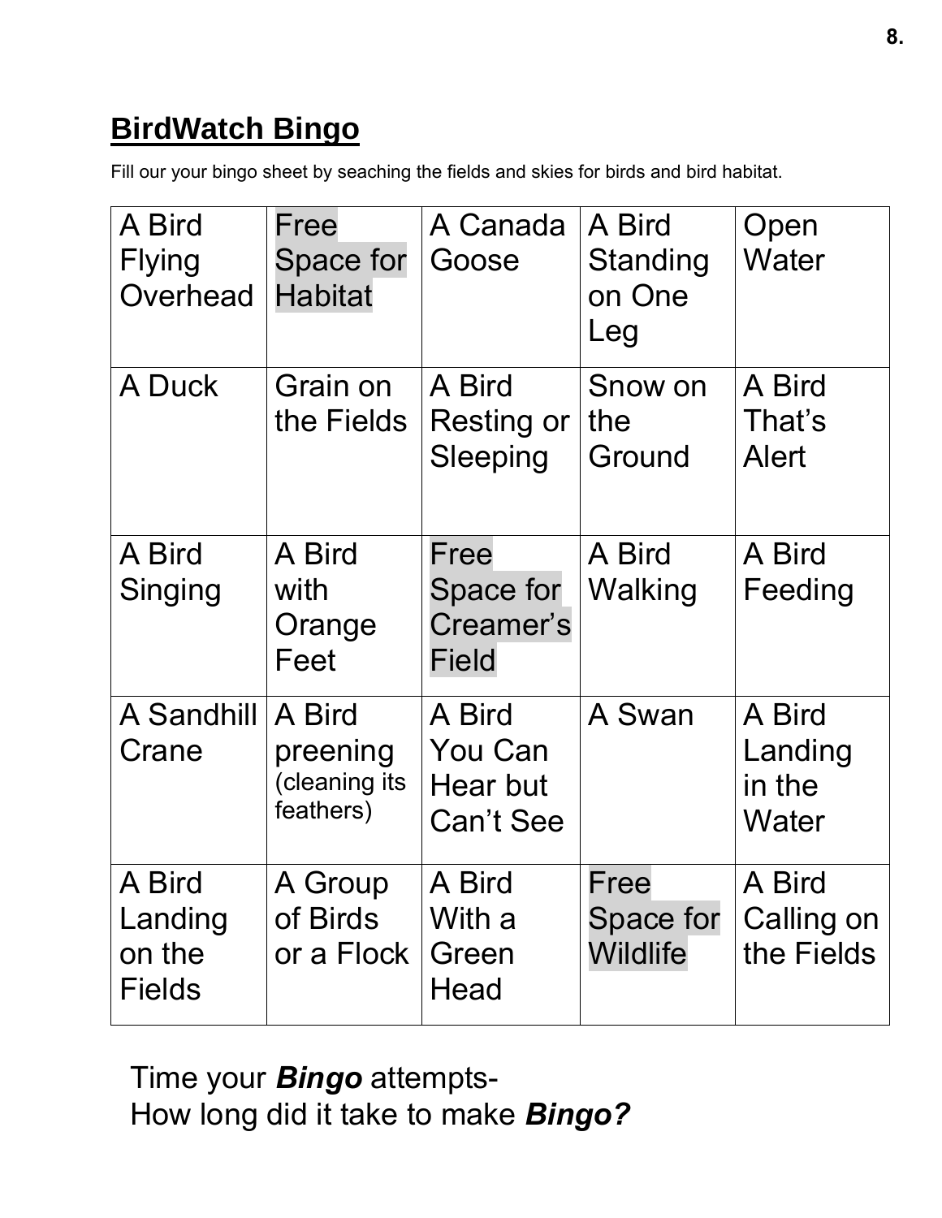## BirdWatch Bingo

Fill our your bingo sheet by seaching the fields and skies for birds and bird habitat.

| | | | | |
|---|---|---|---|---|
| A Bird Flying Overhead | Free Space for Habitat | A Canada Goose | A Bird Standing on One Leg | Open Water |
| A Duck | Grain on the Fields | A Bird Resting or Sleeping | Snow on the Ground | A Bird That's Alert |
| A Bird Singing | A Bird with Orange Feet | Free Space for Creamer's Field | A Bird Walking | A Bird Feeding |
| A Sandhill Crane | A Bird preening (cleaning its feathers) | A Bird You Can Hear but Can't See | A Swan | A Bird Landing in the Water |
| A Bird Landing on the Fields | A Group of Birds or a Flock | A Bird With a Green Head | Free Space for Wildlife | A Bird Calling on the Fields |

Time your ***Bingo*** attempts-
How long did it take to make ***Bingo?***